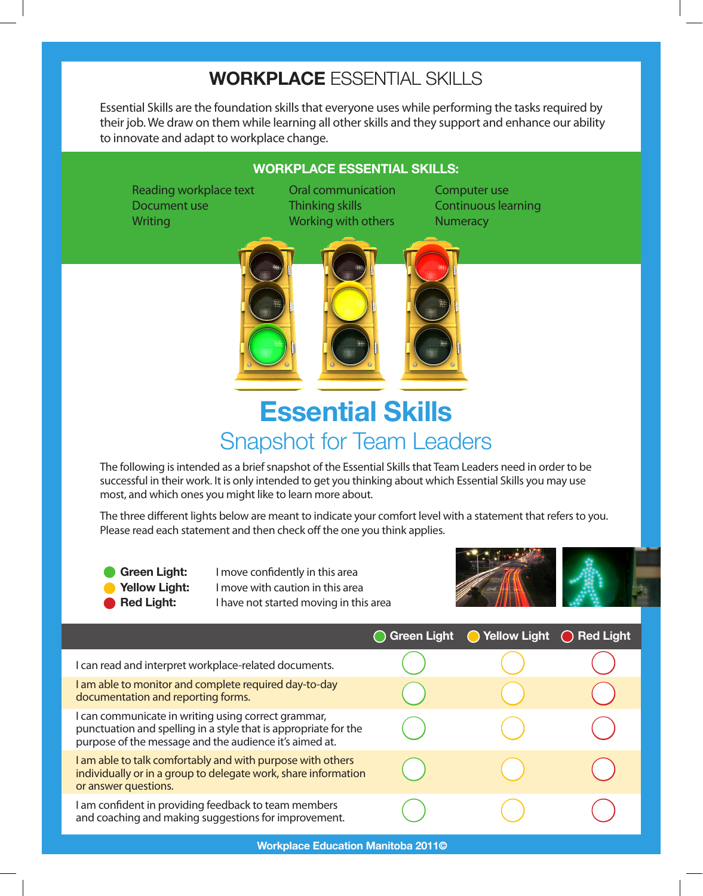# **WORKPLACE** ESSENTIAL SKILLS

Essential Skills are the foundation skills that everyone uses while performing the tasks required by their job. We draw on them while learning all other skills and they support and enhance our ability to innovate and adapt to workplace change.

## WORKPLACE ESSENTIAL SKILLS:

- Reading workplace text
- Document use
- Writing
- Oral communication
- Thinking skills
- Working with others
- Computer use
- Continuous learning
- Numeracy

# Essential Skills

## Snapshot for Team Leaders

The following is intended as a brief snapshot of the Essential Skills that Team Leaders need in order to be successful in their work. It is only intended to get you thinking about which Essential Skills you may use most, and which ones you might like to learn more about.

The three different lights below are meant to indicate your comfort level with a statement that refers to you. Please read each statement and then check off the one you think applies.

- **Green Light:** I move confidently in this area
- **Yellow Light:** I move with caution in this area
- **Red Light:** I have not started moving in this area

| | Green Light | Yellow Light | Red Light |
|---|---|---|---|
| I can read and interpret workplace-related documents. | ○ | ○ | ○ |
| I am able to monitor and complete required day-to-day documentation and reporting forms. | ○ | ○ | ○ |
| I can communicate in writing using correct grammar, punctuation and spelling in a style that is appropriate for the purpose of the message and the audience it's aimed at. | ○ | ○ | ○ |
| I am able to talk comfortably and with purpose with others individually or in a group to delegate work, share information or answer questions. | ○ | ○ | ○ |
| I am confident in providing feedback to team members and coaching and making suggestions for improvement. | ○ | ○ | ○ |

Workplace Education Manitoba 2011©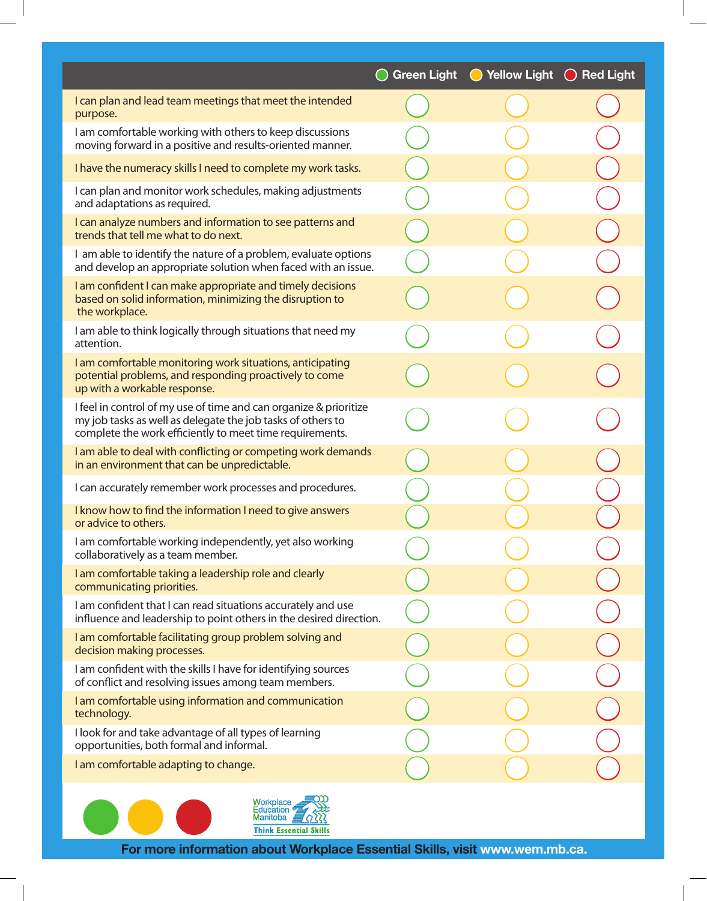| | Green Light | Yellow Light | Red Light |
|---|---|---|---|
| I can plan and lead team meetings that meet the intended purpose. | | | |
| I am comfortable working with others to keep discussions moving forward in a positive and results-oriented manner. | | | |
| I have the numeracy skills I need to complete my work tasks. | | | |
| I can plan and monitor work schedules, making adjustments and adaptations as required. | | | |
| I can analyze numbers and information to see patterns and trends that tell me what to do next. | | | |
| I am able to identify the nature of a problem, evaluate options and develop an appropriate solution when faced with an issue. | | | |
| I am confident I can make appropriate and timely decisions based on solid information, minimizing the disruption to the workplace. | | | |
| I am able to think logically through situations that need my attention. | | | |
| I am comfortable monitoring work situations, anticipating potential problems, and responding proactively to come up with a workable response. | | | |
| I feel in control of my use of time and can organize & prioritize my job tasks as well as delegate the job tasks of others to complete the work efficiently to meet time requirements. | | | |
| I am able to deal with conflicting or competing work demands in an environment that can be unpredictable. | | | |
| I can accurately remember work processes and procedures. | | | |
| I know how to find the information I need to give answers or advice to others. | | | |
| I am comfortable working independently, yet also working collaboratively as a team member. | | | |
| I am comfortable taking a leadership role and clearly communicating priorities. | | | |
| I am confident that I can read situations accurately and use influence and leadership to point others in the desired direction. | | | |
| I am comfortable facilitating group problem solving and decision making processes. | | | |
| I am confident with the skills I have for identifying sources of conflict and resolving issues among team members. | | | |
| I am comfortable using information and communication technology. | | | |
| I look for and take advantage of all types of learning opportunities, both formal and informal. | | | |
| I am comfortable adapting to change. | | | |

Workplace Education Manitoba

Think Essential Skills

**For more information about Workplace Essential Skills, visit www.wem.mb.ca.**